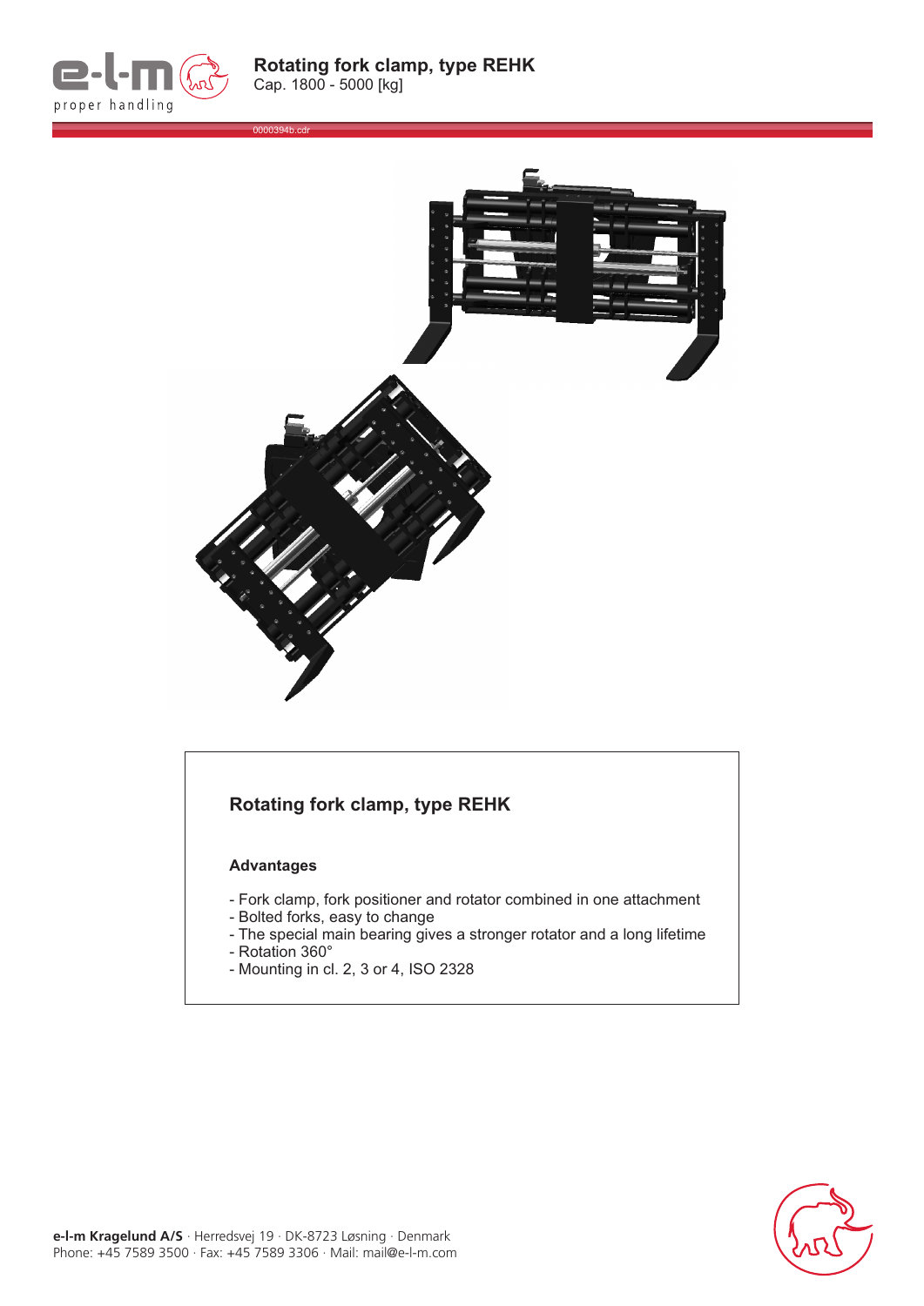# Rotating fork clamp, type REHK

Cap. 1800 - 5000 [kg]

0000394b.cdr

## Rotating fork clamp, type REHK

### Advantages

- Fork clamp, fork positioner and rotator combined in one attachment
- Bolted forks, easy to change
- The special main bearing gives a stronger rotator and a long lifetime
- Rotation 360°
- Mounting in cl. 2, 3 or 4, ISO 2328

**e-l-m Kragelund A/S** · Herredsvej 19 · DK-8723 Løsning · Denmark
Phone: +45 7589 3500 · Fax: +45 7589 3306 · Mail: mail@e-l-m.com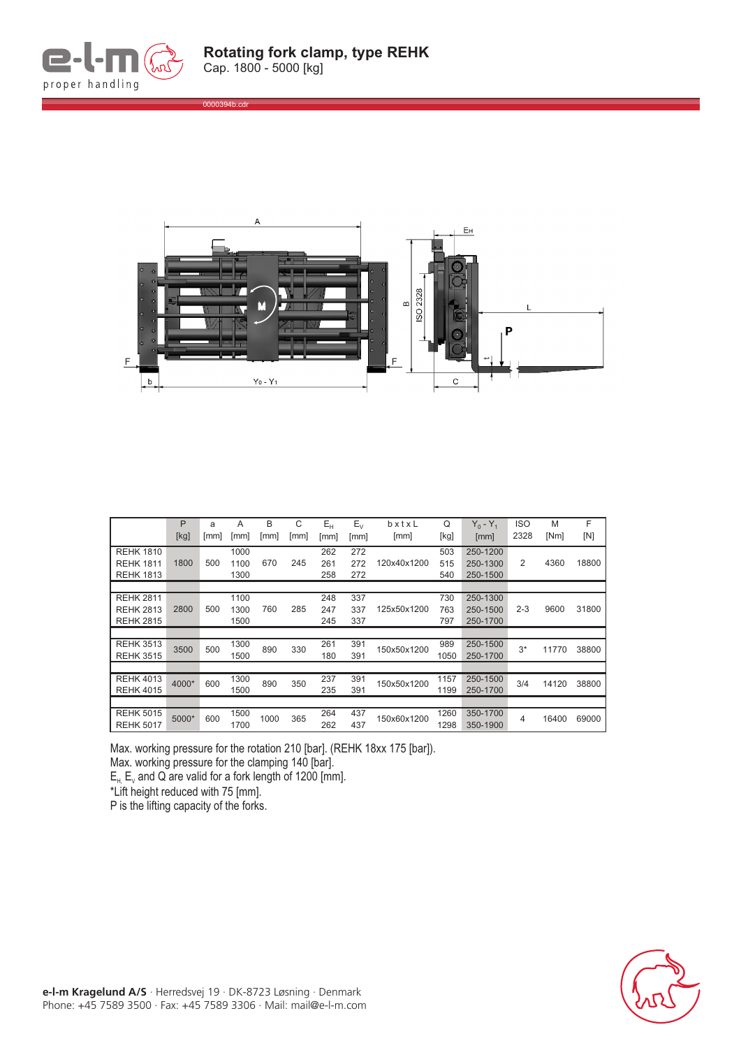# Rotating fork clamp, type REHK

Cap. 1800 - 5000 [kg]

A

EH

B

ISO 2328

L

P

F

F

b

$Y_0$ - $Y_1$

C

| | P [kg] | a [mm] | A [mm] | B [mm] | C [mm] | $E_H$ [mm] | $E_V$ [mm] | b x t x L [mm] | Q [kg] | $Y_0$ - $Y_1$ [mm] | ISO 2328 | M [Nm] | F [N] |
|---|---|---|---|---|---|---|---|---|---|---|---|---|---|
| REHK 1810 | 1800 | 500 | 1000 | 670 | 245 | 262 | 272 | 120x40x1200 | 503 | 250-1200 | 2 | 4360 | 18800 |
| REHK 1811 | | | 1100 | | | 261 | 272 | | 515 | 250-1300 | | | |
| REHK 1813 | | | 1300 | | | 258 | 272 | | 540 | 250-1500 | | | |
| REHK 2811 | 2800 | 500 | 1100 | 760 | 285 | 248 | 337 | 125x50x1200 | 730 | 250-1300 | 2-3 | 9600 | 31800 |
| REHK 2813 | | | 1300 | | | 247 | 337 | | 763 | 250-1500 | | | |
| REHK 2815 | | | 1500 | | | 245 | 337 | | 797 | 250-1700 | | | |
| REHK 3513 | 3500 | 500 | 1300 | 890 | 330 | 261 | 391 | 150x50x1200 | 989 | 250-1500 | 3* | 11770 | 38800 |
| REHK 3515 | | | 1500 | | | 180 | 391 | | 1050 | 250-1700 | | | |
| REHK 4013 | 4000* | 600 | 1300 | 890 | 350 | 237 | 391 | 150x50x1200 | 1157 | 250-1500 | 3/4 | 14120 | 38800 |
| REHK 4015 | | | 1500 | | | 235 | 391 | | 1199 | 250-1700 | | | |
| REHK 5015 | 5000* | 600 | 1500 | 1000 | 365 | 264 | 437 | 150x60x1200 | 1260 | 350-1700 | 4 | 16400 | 69000 |
| REHK 5017 | | | 1700 | | | 262 | 437 | | 1298 | 350-1900 | | | |

Max. working pressure for the rotation 210 [bar]. (REHK 18xx 175 [bar]).
Max. working pressure for the clamping 140 [bar].
$E_H$, $E_V$ and Q are valid for a fork length of 1200 [mm].
*Lift height reduced with 75 [mm].
P is the lifting capacity of the forks.

**e-l-m Kragelund A/S** · Herredsvej 19 · DK-8723 Løsning · Denmark
Phone: +45 7589 3500 · Fax: +45 7589 3306 · Mail: mail@e-l-m.com